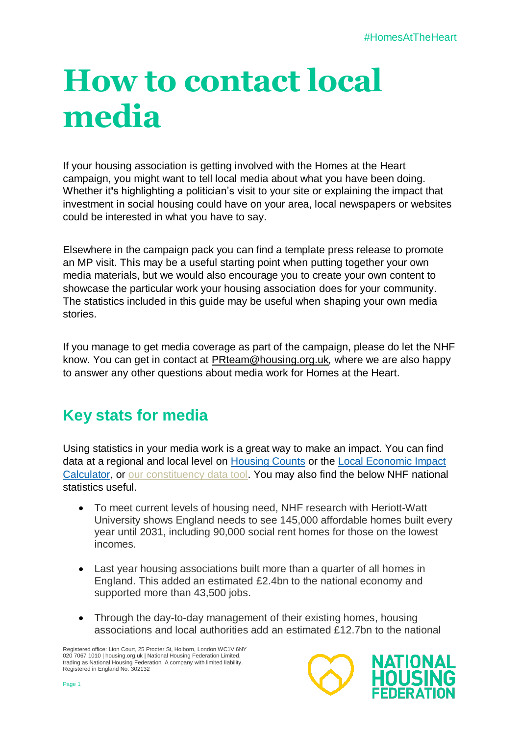#HomesAtTheHeart

# How to contact local media

If your housing association is getting involved with the Homes at the Heart campaign, you might want to tell local media about what you have been doing. Whether it's highlighting a politician's visit to your site or explaining the impact that investment in social housing could have on your area, local newspapers or websites could be interested in what you have to say.

Elsewhere in the campaign pack you can find a template press release to promote an MP visit. This may be a useful starting point when putting together your own media materials, but we would also encourage you to create your own content to showcase the particular work your housing association does for your community. The statistics included in this guide may be useful when shaping your own media stories.

If you manage to get media coverage as part of the campaign, please do let the NHF know. You can get in contact at PRteam@housing.org.uk, where we are also happy to answer any other questions about media work for Homes at the Heart.

## Key stats for media

Using statistics in your media work is a great way to make an impact. You can find data at a regional and local level on Housing Counts or the Local Economic Impact Calculator, or our constituency data tool. You may also find the below NHF national statistics useful.

- To meet current levels of housing need, NHF research with Heriott-Watt University shows England needs to see 145,000 affordable homes built every year until 2031, including 90,000 social rent homes for those on the lowest incomes.
- Last year housing associations built more than a quarter of all homes in England. This added an estimated £2.4bn to the national economy and supported more than 43,500 jobs.
- Through the day-to-day management of their existing homes, housing associations and local authorities add an estimated £12.7bn to the national

Registered office: Lion Court, 25 Procter St, Holborn, London WC1V 6NY
020 7067 1010 | housing.org.uk | National Housing Federation Limited, trading as National Housing Federation. A company with limited liability. Registered in England No. 302132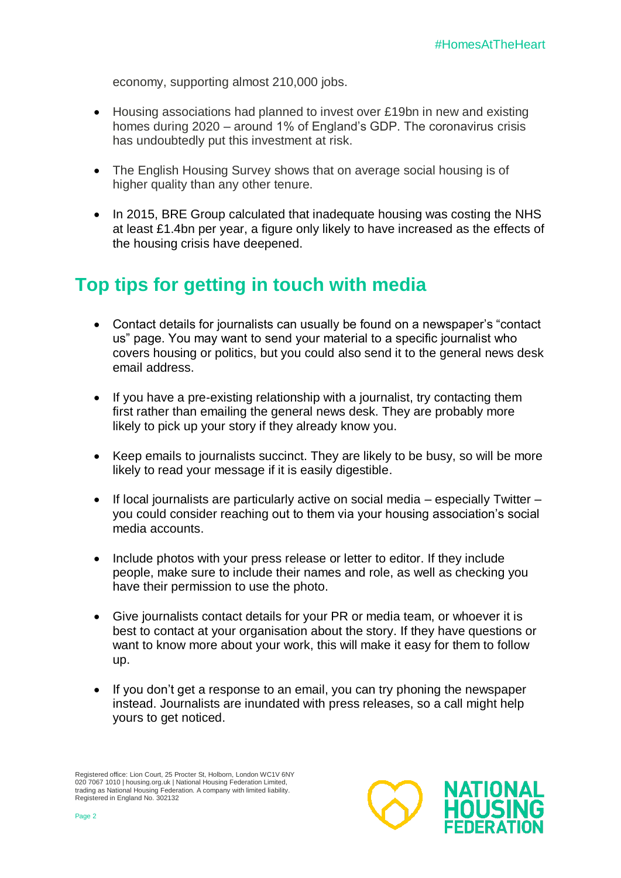economy, supporting almost 210,000 jobs.

- Housing associations had planned to invest over £19bn in new and existing homes during 2020 – around 1% of England's GDP. The coronavirus crisis has undoubtedly put this investment at risk.

- The English Housing Survey shows that on average social housing is of higher quality than any other tenure.

- In 2015, BRE Group calculated that inadequate housing was costing the NHS at least £1.4bn per year, a figure only likely to have increased as the effects of the housing crisis have deepened.

## Top tips for getting in touch with media

- Contact details for journalists can usually be found on a newspaper's "contact us" page. You may want to send your material to a specific journalist who covers housing or politics, but you could also send it to the general news desk email address.

- If you have a pre-existing relationship with a journalist, try contacting them first rather than emailing the general news desk. They are probably more likely to pick up your story if they already know you.

- Keep emails to journalists succinct. They are likely to be busy, so will be more likely to read your message if it is easily digestible.

- If local journalists are particularly active on social media – especially Twitter – you could consider reaching out to them via your housing association's social media accounts.

- Include photos with your press release or letter to editor. If they include people, make sure to include their names and role, as well as checking you have their permission to use the photo.

- Give journalists contact details for your PR or media team, or whoever it is best to contact at your organisation about the story. If they have questions or want to know more about your work, this will make it easy for them to follow up.

- If you don't get a response to an email, you can try phoning the newspaper instead. Journalists are inundated with press releases, so a call might help yours to get noticed.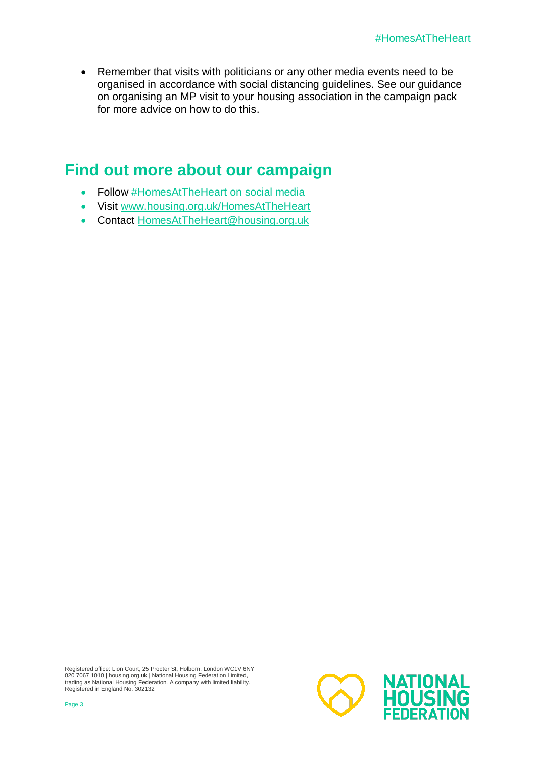- Remember that visits with politicians or any other media events need to be organised in accordance with social distancing guidelines. See our guidance on organising an MP visit to your housing association in the campaign pack for more advice on how to do this.

## Find out more about our campaign

- Follow #HomesAtTheHeart on social media
- Visit www.housing.org.uk/HomesAtTheHeart
- Contact HomesAtTheHeart@housing.org.uk

Registered office: Lion Court, 25 Procter St, Holborn, London WC1V 6NY
020 7067 1010 | housing.org.uk | National Housing Federation Limited, trading as National Housing Federation. A company with limited liability. Registered in England No. 302132

NATIONAL HOUSING FEDERATION